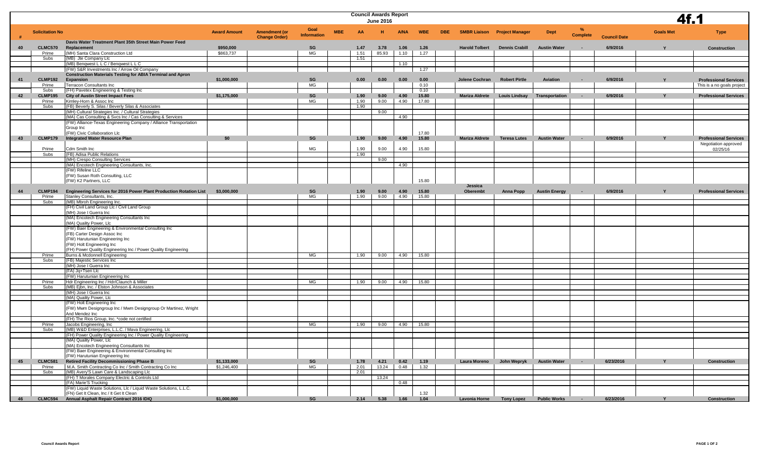# Council Awards Report

## June 2016

4f.1

| # | Solicitation No | | Award Amount | Amendment (or Change Order) | Goal Information | MBE | AA | H | A/NA | WBE | DBE | SMBR Liaison | Project Manager | Dept | % Complete | Council Date | Goals Met | Type |
|---|---|---|---|---|---|---|---|---|---|---|---|---|---|---|---|---|---|---|
| 40 | CLMC570 | Davis Water Treatment Plant 35th Street Main Power Feed Replacement | $950,000 | | SG | | 1.47 | 3.78 | 1.06 | 1.26 | | Harold Tolbert | Dennis Crabill | Austin Water | - | 6/9/2016 | Y | Construction |
| | Prime | (MH) Santa Clara Construction Ltd | $863,737 | | MG | | 1.51 | 85.93 | 1.10 | 1.27 | | | | | | | | |
| | Subs | (MB) Jte Company Llc | | | | | 1.51 | | | | | | | | | | | |
| | | (MB) Benqwest L L C / Benqwest L L C | | | | | | | 1.10 | | | | | | | | | |
| | | (FW) S&R Investments Inc / Arrow Oil Company | | | | | | | | 1.27 | | | | | | | | |
| 41 | CLMP192 | Construction Materials Testing for ABIA Terminal and Apron Expansion | $1,000,000 | | SG | | 0.00 | 0.00 | 0.00 | 0.00 | | Jolene Cochran | Robert Pirtle | Aviation | - | 6/9/2016 | Y | Professional Services |
| | Prime | Terracon Consultants Inc | | | MG | | | | | 0.10 | | | | | | | | This is a no goals project |
| | Subs | (FH) Pavetex Engineering & Testing Inc | | | | | | | | 0.10 | | | | | | | | |
| 42 | CLMP195 | City of Austin Street Impact Fees | $1,175,000 | | SG | | 1.90 | 9.00 | 4.90 | 15.80 | | Mariza Aldrete | Louis Lindsay | Transportation | - | 6/9/2016 | Y | Professional Services |
| | Prime | Kimley-Horn & Assoc Inc | | | MG | | 1.90 | 9.00 | 4.90 | 17.80 | | | | | | | | |
| | Subs | (FB) Beverly S. Silas / Beverly Silas & Associates | | | | | 1.90 | | | | | | | | | | | |
| | | (MH) Cultural Strategies Inc. / Cultural Strategies | | | | | | 9.00 | | | | | | | | | | |
| | | (MA) Cas Consulting & Svcs Inc / Cas Consulting & Services | | | | | | | 4.90 | | | | | | | | | |
| | | (FW) Alliance-Texas Engineering Company / Alliance Transportation Group Inc<br>(FW) Civic Collaboration Llc | | | | | | | | 17.80 | | | | | | | | |
| 43 | CLMP179 | Integrated Water Resource Plan | $0 | | SG | | 1.90 | 9.00 | 4.90 | 15.80 | | Mariza Aldrete | Teresa Lutes | Austin Water | - | 6/9/2016 | Y | Professional Services |
| | Prime | Cdm Smith Inc | | | MG | | 1.90 | 9.00 | 4.90 | 15.80 | | | | | | | | Negotiation approved 02/25/16 |
| | Subs | (FB) Adisa Public Relations | | | | | 1.90 | | | | | | | | | | | |
| | | (MH) Crespo Consulting Services | | | | | | 9.00 | | | | | | | | | | |
| | | (MA) Encotech Engineering Consultants, Inc. | | | | | | | 4.90 | | | | | | | | | |
| | | (FW) Rifeline LLC<br>(FW) Susan Roth Consulting, LLC<br>(FW) K2 Partners, LLC | | | | | | | | 15.80 | | | | | | | | |
| 44 | CLMP194 | Engineering Services for 2016 Power Plant Production Rotation List | $3,000,000 | | SG | | 1.90 | 9.00 | 4.90 | 15.80 | | Jessica Oberembt | Anna Popp | Austin Energy | - | 6/9/2016 | Y | Professional Services |
| | Prime | Stanley Consultants, Inc. | | | MG | | 1.90 | 9.00 | 4.90 | 15.80 | | | | | | | | |
| | Subs | (MB) Mbroh Engineering Inc. | | | | | | | | | | | | | | | | |
| | | (FH) Civil Land Group Llc / Civil Land Group<br>(MH) Jose I Guerra Inc | | | | | | | | | | | | | | | | |
| | | (MA) Encotech Engineering Consultants Inc<br>(MA) Quality Power, Llc | | | | | | | | | | | | | | | | |
| | | (FW) Baer Engineering & Environmental Consulting Inc<br>(FB) Carter Design Assoc Inc<br>(FW) Harutunian Engineering Inc<br>(FW) Holt Engineering Inc<br>(FH) Power Quality Engineering Inc / Power Quality Engineering | | | | | | | | | | | | | | | | |
| | Prime | Burns & Mcdonnell Engineering | | | MG | | 1.90 | 9.00 | 4.90 | 15.80 | | | | | | | | |
| | Subs | (FB) Majestic Services Inc | | | | | | | | | | | | | | | | |
| | | (MH) Jose I Guerra Inc | | | | | | | | | | | | | | | | |
| | | (FA) Jq+Tsen Llc | | | | | | | | | | | | | | | | |
| | | (FW) Harutunian Engineering Inc | | | | | | | | | | | | | | | | |
| | Prime | Hdr Engineering Inc / Hdr/Claunch & Miller | | | MG | | 1.90 | 9.00 | 4.90 | 15.80 | | | | | | | | |
| | Subs | (MB) Ejbn, Inc. / Elston Johnson & Associates | | | | | | | | | | | | | | | | |
| | | (MH) Jose I Guerra Inc | | | | | | | | | | | | | | | | |
| | | (MA) Quality Power, Llc | | | | | | | | | | | | | | | | |
| | | (FW) Holt Engineering Inc<br>(FW) Mwm Designgroup Inc / Mwm Designgroup Or Martinez, Wright And Mendez Inc | | | | | | | | | | | | | | | | |
| | | (FH) The Rios Group, Inc. *code not certified | | | | | | | | | | | | | | | | |
| | Prime | Jacobs Engineering, Inc | | | MG | | 1.90 | 9.00 | 4.90 | 15.80 | | | | | | | | |
| | Subs | (MB) W&D Enterprises, L.L.C. / Mava Engineering, Llc | | | | | | | | | | | | | | | | |
| | | (FH) Power Quality Engineering Inc / Power Quality Engineering | | | | | | | | | | | | | | | | |
| | | (MA) Quality Power, Llc<br>(MA) Encotech Engineering Consultants Inc | | | | | | | | | | | | | | | | |
| | | (FW) Baer Engineering & Environmental Consulting Inc<br>(FW) Harutunian Engineering Inc | | | | | | | | | | | | | | | | |
| 45 | CLMC581 | Retired Facility Decommissioning Phase B | $1,133,000 | | SG | | 1.78 | 4.21 | 0.42 | 1.19 | | Laura Moreno | John Wepryk | Austin Water | - | 6/23/2016 | Y | Construction |
| | Prime | M.A. Smith Contracting Co Inc / Smith Contracting Co Inc | $1,246,400 | | MG | | 2.01 | 13.24 | 0.48 | 1.32 | | | | | | | | |
| | Subs | (MB) Avery'S Lawn Care & Landscaping Llc | | | | | 2.01 | | | | | | | | | | | |
| | | (FH) T Morales Company Electric & Controls Ltd | | | | | | 13.24 | | | | | | | | | | |
| | | (FA) Marie'S Trucking | | | | | | | 0.48 | | | | | | | | | |
| | | (FW) Liquid Waste Solutions, Llc / Liquid Waste Solutions, L.L.C.<br>(FN) Get It Clean, Inc / It Get It Clean | | | | | | | | 1.32 | | | | | | | | |
| 46 | CLMC594 | Annual Asphalt Repair Contract 2016 IDIQ | $1,000,000 | | SG | | 2.14 | 5.38 | 1.66 | 1.04 | | Lavonia Horne | Tony Lopez | Public Works | - | 6/23/2016 | Y | Construction |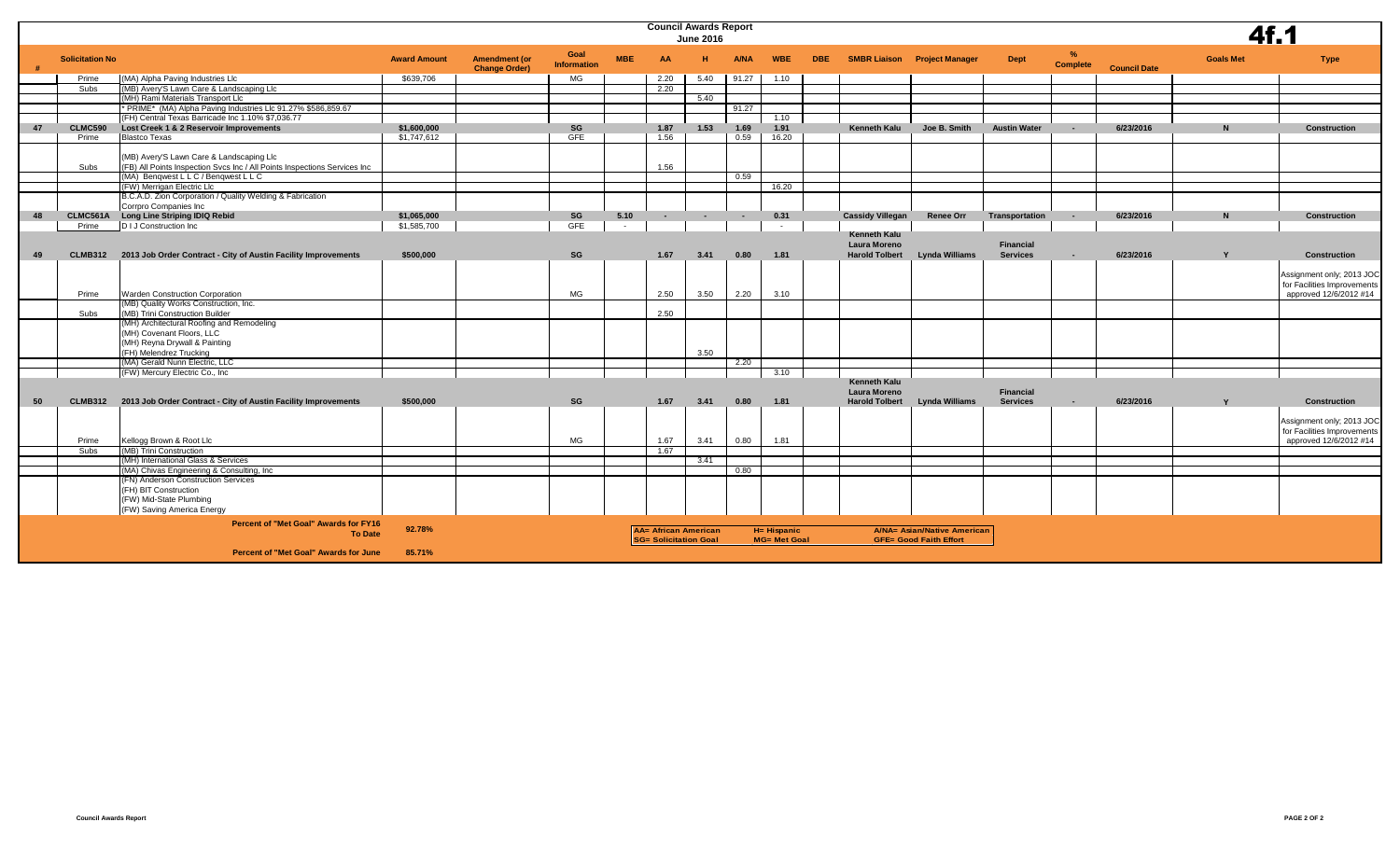# Council Awards Report

## June 2016

**4f.1**

| # | Solicitation No | | Award Amount | Amendment (or Change Order) | Goal Information | MBE | AA | H | A/NA | WBE | DBE | SMBR Liaison | Project Manager | Dept | % Complete | Council Date | Goals Met | Type |
|---|---|---|---|---|---|---|---|---|---|---|---|---|---|---|---|---|---|---|
| | Prime | (MA) Alpha Paving Industries Llc | $639,706 | | MG | | 2.20 | 5.40 | 91.27 | 1.10 | | | | | | | | |
| | Subs | (MB) Avery'S Lawn Care & Landscaping Llc | | | | | 2.20 | | | | | | | | | | | |
| | | (MH) Rami Materials Transport Llc | | | | | | 5.40 | | | | | | | | | | |
| | | * PRIME* (MA) Alpha Paving Industries Llc 91.27% $586,859.67 | | | | | | | 91.27 | | | | | | | | | |
| | | (FH) Central Texas Barricade Inc 1.10% $7,036.77 | | | | | | | | 1.10 | | | | | | | | |
| **47** | **CLMC590** | **Lost Creek 1 & 2 Reservoir Improvements** | **$1,600,000** | | **SG** | | **1.87** | **1.53** | **1.69** | **1.91** | | **Kenneth Kalu** | **Joe B. Smith** | **Austin Water** | **-** | **6/23/2016** | **N** | **Construction** |
| | Prime | Blastco Texas | $1,747,612 | | GFE | | 1.56 | | 0.59 | 16.20 | | | | | | | | |
| | Subs | (MB) Avery'S Lawn Care & Landscaping Llc<br>(FB) All Points Inspection Svcs Inc / All Points Inspections Services Inc | | | | | 1.56 | | | | | | | | | | | |
| | | (MA) Benqwest L L C / Benqwest L L C | | | | | | | 0.59 | | | | | | | | | |
| | | (FW) Merrigan Electric Llc | | | | | | | | 16.20 | | | | | | | | |
| | | B.C.A.D. Zion Corporation / Quality Welding & Fabrication<br>Corrpro Companies Inc | | | | | | | | | | | | | | | | |
| **48** | **CLMC561A** | **Long Line Striping IDIQ Rebid** | **$1,065,000** | | **SG** | **5.10** | **-** | **-** | **-** | **0.31** | | **Cassidy Villegan** | **Renee Orr** | **Transportation** | **-** | **6/23/2016** | **N** | **Construction** |
| | Prime | D I J Construction Inc | $1,585,700 | | GFE | - | | | | - | | | | | | | | |
| **49** | **CLMB312** | **2013 Job Order Contract - City of Austin Facility Improvements** | **$500,000** | | **SG** | | **1.67** | **3.41** | **0.80** | **1.81** | | **Kenneth Kalu<br>Laura Moreno<br>Harold Tolbert** | **Lynda Williams** | **Financial Services** | **-** | **6/23/2016** | **Y** | **Construction** |
| | Prime | Warden Construction Corporation | | | MG | | 2.50 | 3.50 | 2.20 | 3.10 | | | | | | | | Assignment only; 2013 JOC for Facilities Improvements approved 12/6/2012 #14 |
| | Subs | (MB) Quality Works Construction, Inc.<br>(MB) Trini Construction Builder | | | | | 2.50 | | | | | | | | | | | |
| | | (MH) Architectural Roofing and Remodeling<br>(MH) Covenant Floors, LLC<br>(MH) Reyna Drywall & Painting<br>(FH) Melendrez Trucking | | | | | | 3.50 | | | | | | | | | | |
| | | (MA) Gerald Nunn Electric, LLC | | | | | | | 2.20 | | | | | | | | | |
| | | (FW) Mercury Electric Co., Inc | | | | | | | | 3.10 | | | | | | | | |
| **50** | **CLMB312** | **2013 Job Order Contract - City of Austin Facility Improvements** | **$500,000** | | **SG** | | **1.67** | **3.41** | **0.80** | **1.81** | | **Kenneth Kalu<br>Laura Moreno<br>Harold Tolbert** | **Lynda Williams** | **Financial Services** | **-** | **6/23/2016** | **Y** | **Construction** |
| | Prime | Kellogg Brown & Root Llc | | | MG | | 1.67 | 3.41 | 0.80 | 1.81 | | | | | | | | Assignment only; 2013 JOC for Facilities Improvements approved 12/6/2012 #14 |
| | Subs | (MB) Trini Construction | | | | | 1.67 | | | | | | | | | | | |
| | | (MH) International Glass & Services | | | | | | 3.41 | | | | | | | | | | |
| | | (MA) Chivas Engineering & Consulting, Inc | | | | | | | 0.80 | | | | | | | | | |
| | | (FN) Anderson Construction Services<br>(FH) BIT Construction<br>(FW) Mid-State Plumbing<br>(FW) Saving America Energy | | | | | | | | | | | | | | | | |

**Percent of "Met Goal" Awards for FY16 To Date** 92.78%

**Percent of "Met Goal" Awards for June** 85.71%

AA= African American | H= Hispanic | A/NA= Asian/Native American
SG= Solicitation Goal | MG= Met Goal | GFE= Good Faith Effort

Council Awards Report